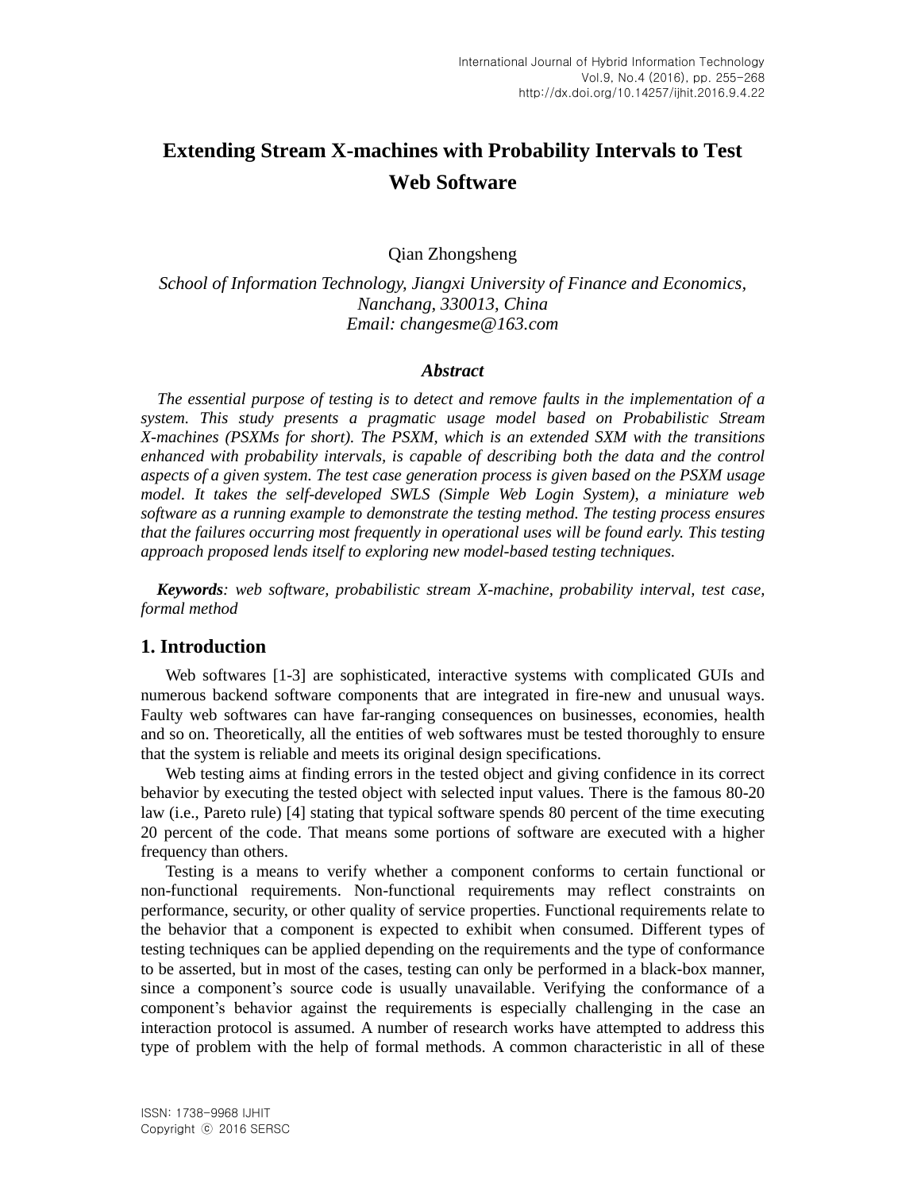# Extending Stream X-machines with Probability Intervals to Test Web Software

Qian Zhongsheng

*School of Information Technology, Jiangxi University of Finance and Economics, Nanchang, 330013, China*
*Email: changesme@163.com*

### *Abstract*

*The essential purpose of testing is to detect and remove faults in the implementation of a system. This study presents a pragmatic usage model based on Probabilistic Stream X-machines (PSXMs for short). The PSXM, which is an extended SXM with the transitions enhanced with probability intervals, is capable of describing both the data and the control aspects of a given system. The test case generation process is given based on the PSXM usage model. It takes the self-developed SWLS (Simple Web Login System), a miniature web software as a running example to demonstrate the testing method. The testing process ensures that the failures occurring most frequently in operational uses will be found early. This testing approach proposed lends itself to exploring new model-based testing techniques.*

***Keywords****: web software, probabilistic stream X-machine, probability interval, test case, formal method*

## 1. Introduction

Web softwares [1-3] are sophisticated, interactive systems with complicated GUIs and numerous backend software components that are integrated in fire-new and unusual ways. Faulty web softwares can have far-ranging consequences on businesses, economies, health and so on. Theoretically, all the entities of web softwares must be tested thoroughly to ensure that the system is reliable and meets its original design specifications.

Web testing aims at finding errors in the tested object and giving confidence in its correct behavior by executing the tested object with selected input values. There is the famous 80-20 law (i.e., Pareto rule) [4] stating that typical software spends 80 percent of the time executing 20 percent of the code. That means some portions of software are executed with a higher frequency than others.

Testing is a means to verify whether a component conforms to certain functional or non-functional requirements. Non-functional requirements may reflect constraints on performance, security, or other quality of service properties. Functional requirements relate to the behavior that a component is expected to exhibit when consumed. Different types of testing techniques can be applied depending on the requirements and the type of conformance to be asserted, but in most of the cases, testing can only be performed in a black-box manner, since a component's source code is usually unavailable. Verifying the conformance of a component's behavior against the requirements is especially challenging in the case an interaction protocol is assumed. A number of research works have attempted to address this type of problem with the help of formal methods. A common characteristic in all of these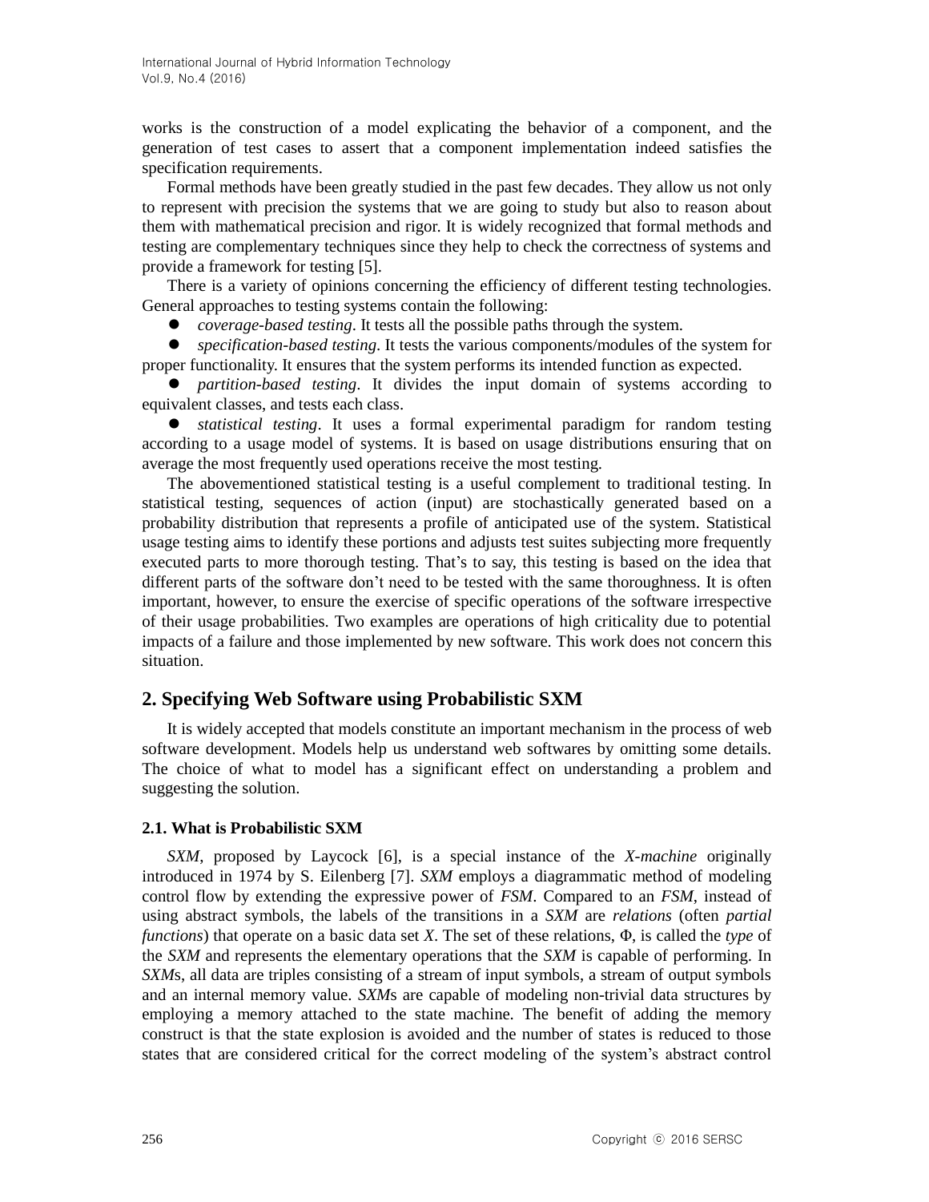works is the construction of a model explicating the behavior of a component, and the generation of test cases to assert that a component implementation indeed satisfies the specification requirements.

Formal methods have been greatly studied in the past few decades. They allow us not only to represent with precision the systems that we are going to study but also to reason about them with mathematical precision and rigor. It is widely recognized that formal methods and testing are complementary techniques since they help to check the correctness of systems and provide a framework for testing [5].

There is a variety of opinions concerning the efficiency of different testing technologies. General approaches to testing systems contain the following:

- *coverage-based testing*. It tests all the possible paths through the system.
- *specification-based testing*. It tests the various components/modules of the system for proper functionality. It ensures that the system performs its intended function as expected.
- *partition-based testing*. It divides the input domain of systems according to equivalent classes, and tests each class.
- *statistical testing*. It uses a formal experimental paradigm for random testing according to a usage model of systems. It is based on usage distributions ensuring that on average the most frequently used operations receive the most testing.

The abovementioned statistical testing is a useful complement to traditional testing. In statistical testing, sequences of action (input) are stochastically generated based on a probability distribution that represents a profile of anticipated use of the system. Statistical usage testing aims to identify these portions and adjusts test suites subjecting more frequently executed parts to more thorough testing. That's to say, this testing is based on the idea that different parts of the software don't need to be tested with the same thoroughness. It is often important, however, to ensure the exercise of specific operations of the software irrespective of their usage probabilities. Two examples are operations of high criticality due to potential impacts of a failure and those implemented by new software. This work does not concern this situation.

## 2. Specifying Web Software using Probabilistic SXM

It is widely accepted that models constitute an important mechanism in the process of web software development. Models help us understand web softwares by omitting some details. The choice of what to model has a significant effect on understanding a problem and suggesting the solution.

### 2.1. What is Probabilistic SXM

*SXM*, proposed by Laycock [6], is a special instance of the *X-machine* originally introduced in 1974 by S. Eilenberg [7]. *SXM* employs a diagrammatic method of modeling control flow by extending the expressive power of *FSM*. Compared to an *FSM*, instead of using abstract symbols, the labels of the transitions in a *SXM* are *relations* (often *partial functions*) that operate on a basic data set *X*. The set of these relations, $\Phi$, is called the *type* of the *SXM* and represents the elementary operations that the *SXM* is capable of performing. In *SXM*s, all data are triples consisting of a stream of input symbols, a stream of output symbols and an internal memory value. *SXM*s are capable of modeling non-trivial data structures by employing a memory attached to the state machine. The benefit of adding the memory construct is that the state explosion is avoided and the number of states is reduced to those states that are considered critical for the correct modeling of the system's abstract control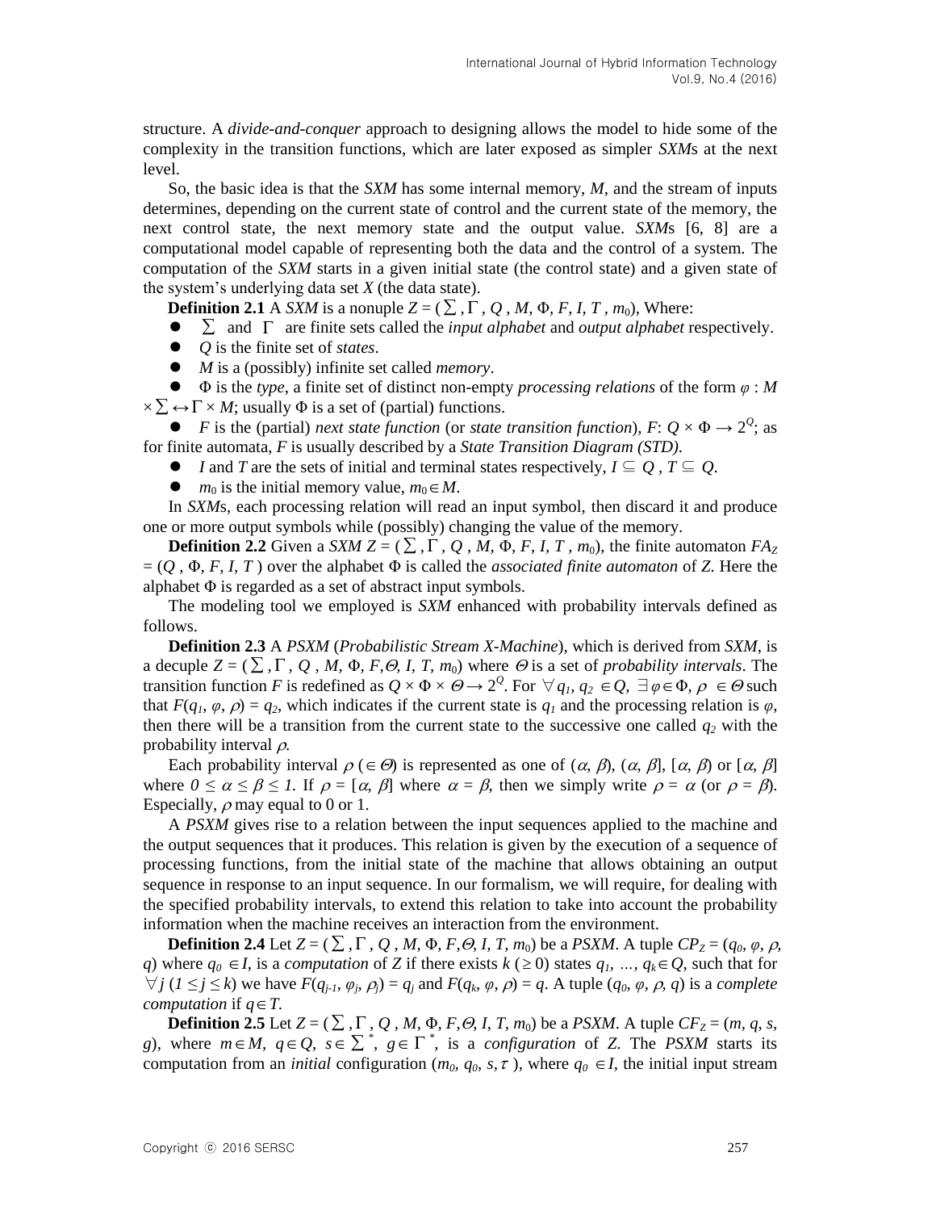structure. A *divide-and-conquer* approach to designing allows the model to hide some of the complexity in the transition functions, which are later exposed as simpler *SXM*s at the next level.

So, the basic idea is that the *SXM* has some internal memory, *M*, and the stream of inputs determines, depending on the current state of control and the current state of the memory, the next control state, the next memory state and the output value. *SXM*s [6, 8] are a computational model capable of representing both the data and the control of a system. The computation of the *SXM* starts in a given initial state (the control state) and a given state of the system's underlying data set *X* (the data state).

**Definition 2.1** A *SXM* is a nonuple $Z = (\sum, \Gamma, Q, M, \Phi, F, I, T, m_0)$, Where:

- $\sum$ and $\Gamma$ are finite sets called the *input alphabet* and *output alphabet* respectively.
- $Q$ is the finite set of *states*.
- $M$ is a (possibly) infinite set called *memory*.
- $\Phi$ is the *type*, a finite set of distinct non-empty *processing relations* of the form $\varphi : M \times \sum \leftrightarrow \Gamma \times M$; usually $\Phi$ is a set of (partial) functions.
- $F$ is the (partial) *next state function* (or *state transition function*), $F$: $Q \times \Phi \rightarrow 2^Q$; as for finite automata, $F$ is usually described by a *State Transition Diagram (STD)*.
- $I$ and $T$ are the sets of initial and terminal states respectively, $I \subseteq Q$, $T \subseteq Q$.
- $m_0$ is the initial memory value, $m_0 \in M$.

In *SXM*s, each processing relation will read an input symbol, then discard it and produce one or more output symbols while (possibly) changing the value of the memory.

**Definition 2.2** Given a *SXM* $Z = (\sum, \Gamma, Q, M, \Phi, F, I, T, m_0)$, the finite automaton $FA_Z = (Q, \Phi, F, I, T)$ over the alphabet $\Phi$ is called the *associated finite automaton* of *Z*. Here the alphabet $\Phi$ is regarded as a set of abstract input symbols.

The modeling tool we employed is *SXM* enhanced with probability intervals defined as follows.

**Definition 2.3** A *PSXM* (*Probabilistic Stream X-Machine*), which is derived from *SXM*, is a decuple $Z = (\sum, \Gamma, Q, M, \Phi, F, \Theta, I, T, m_0)$ where $\Theta$ is a set of *probability intervals*. The transition function $F$ is redefined as $Q \times \Phi \times \Theta \rightarrow 2^Q$. For $\forall q_1, q_2 \in Q$, $\exists \varphi \in \Phi$, $\rho \in \Theta$ such that $F(q_1, \varphi, \rho) = q_2$, which indicates if the current state is $q_1$ and the processing relation is $\varphi$, then there will be a transition from the current state to the successive one called $q_2$ with the probability interval $\rho$.

Each probability interval $\rho$ ($\in \Theta$) is represented as one of $(\alpha, \beta)$, $(\alpha, \beta]$, $[\alpha, \beta)$ or $[\alpha, \beta]$ where $0 \leq \alpha \leq \beta \leq 1$. If $\rho = [\alpha, \beta]$ where $\alpha = \beta$, then we simply write $\rho = \alpha$ (or $\rho = \beta$). Especially, $\rho$ may equal to 0 or 1.

A *PSXM* gives rise to a relation between the input sequences applied to the machine and the output sequences that it produces. This relation is given by the execution of a sequence of processing functions, from the initial state of the machine that allows obtaining an output sequence in response to an input sequence. In our formalism, we will require, for dealing with the specified probability intervals, to extend this relation to take into account the probability information when the machine receives an interaction from the environment.

**Definition 2.4** Let $Z = (\sum, \Gamma, Q, M, \Phi, F, \Theta, I, T, m_0)$ be a *PSXM*. A tuple $CP_Z = (q_0, \varphi, \rho, q)$ where $q_0 \in I$, is a *computation* of *Z* if there exists $k$ ($\geq 0$) states $q_1, \ldots, q_k \in Q$, such that for $\forall j$ ($1 \leq j \leq k$) we have $F(q_{j-1}, \varphi_j, \rho_j) = q_j$ and $F(q_k, \varphi, \rho) = q$. A tuple $(q_0, \varphi, \rho, q)$ is a *complete computation* if $q \in T$.

**Definition 2.5** Let $Z = (\sum, \Gamma, Q, M, \Phi, F, \Theta, I, T, m_0)$ be a *PSXM*. A tuple $CF_Z = (m, q, s, g)$, where $m \in M$, $q \in Q$, $s \in \sum^*$, $g \in \Gamma^*$, is a *configuration* of *Z*. The *PSXM* starts its computation from an *initial* configuration $(m_0, q_0, s, \tau)$, where $q_0 \in I$, the initial input stream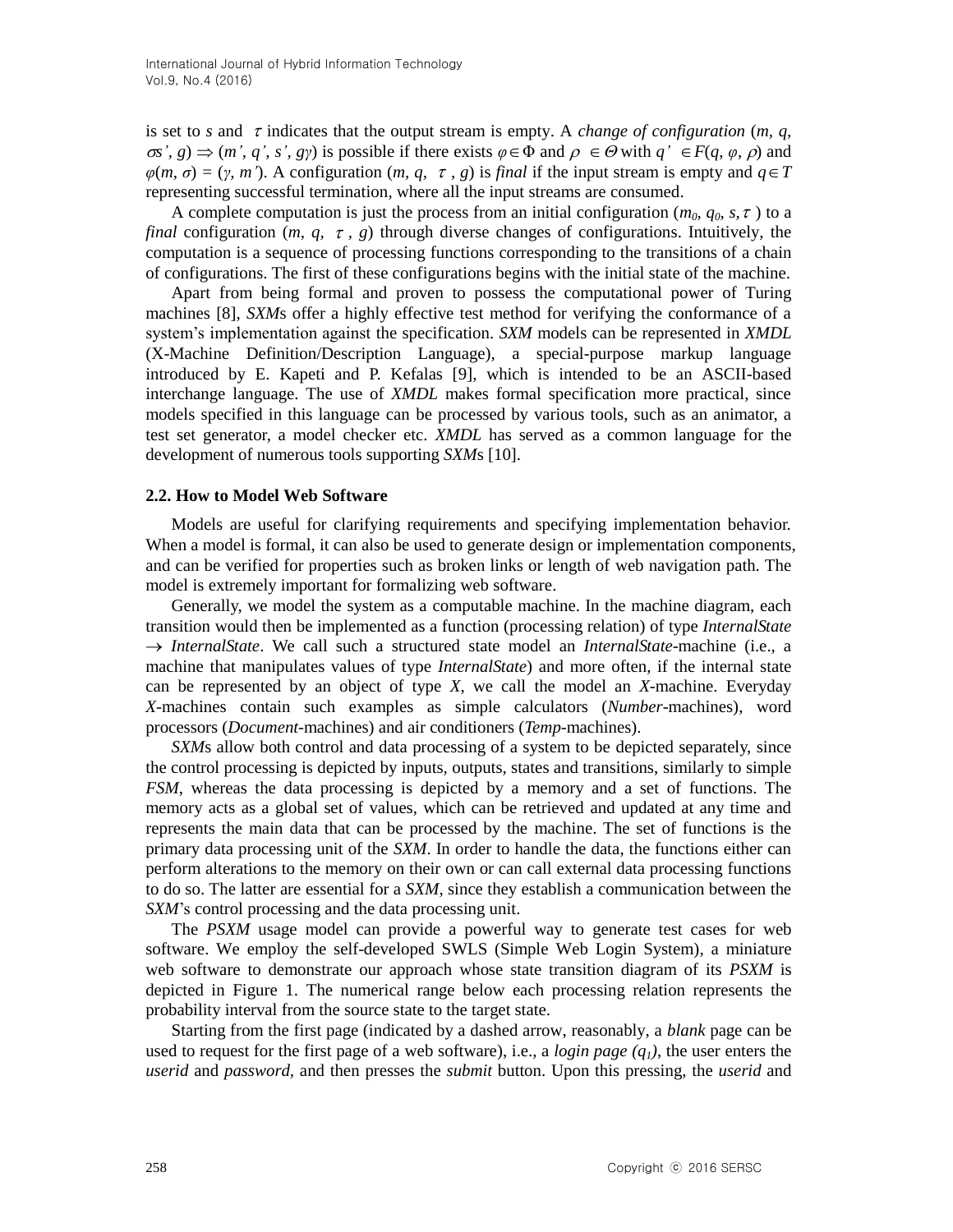is set to $s$ and $\tau$ indicates that the output stream is empty. A *change of configuration* $(m, q, \sigma s', g) \Rightarrow (m', q', s', g\gamma)$ is possible if there exists $\varphi \in \Phi$ and $\rho \in \Theta$ with $q' \in F(q, \varphi, \rho)$ and $\varphi(m, \sigma) = (\gamma, m')$. A configuration $(m, q, \tau, g)$ is *final* if the input stream is empty and $q \in T$ representing successful termination, where all the input streams are consumed.

A complete computation is just the process from an initial configuration $(m_0, q_0, s, \tau)$ to a *final* configuration $(m, q, \tau, g)$ through diverse changes of configurations. Intuitively, the computation is a sequence of processing functions corresponding to the transitions of a chain of configurations. The first of these configurations begins with the initial state of the machine.

Apart from being formal and proven to possess the computational power of Turing machines [8], *SXM*s offer a highly effective test method for verifying the conformance of a system's implementation against the specification. *SXM* models can be represented in *XMDL* (X-Machine Definition/Description Language), a special-purpose markup language introduced by E. Kapeti and P. Kefalas [9], which is intended to be an ASCII-based interchange language. The use of *XMDL* makes formal specification more practical, since models specified in this language can be processed by various tools, such as an animator, a test set generator, a model checker etc. *XMDL* has served as a common language for the development of numerous tools supporting *SXM*s [10].

### 2.2. How to Model Web Software

Models are useful for clarifying requirements and specifying implementation behavior. When a model is formal, it can also be used to generate design or implementation components, and can be verified for properties such as broken links or length of web navigation path. The model is extremely important for formalizing web software.

Generally, we model the system as a computable machine. In the machine diagram, each transition would then be implemented as a function (processing relation) of type *InternalState* $\rightarrow$ *InternalState*. We call such a structured state model an *InternalState*-machine (i.e., a machine that manipulates values of type *InternalState*) and more often, if the internal state can be represented by an object of type *X*, we call the model an *X*-machine. Everyday *X*-machines contain such examples as simple calculators (*Number*-machines), word processors (*Document*-machines) and air conditioners (*Temp*-machines).

*SXM*s allow both control and data processing of a system to be depicted separately, since the control processing is depicted by inputs, outputs, states and transitions, similarly to simple *FSM*, whereas the data processing is depicted by a memory and a set of functions. The memory acts as a global set of values, which can be retrieved and updated at any time and represents the main data that can be processed by the machine. The set of functions is the primary data processing unit of the *SXM*. In order to handle the data, the functions either can perform alterations to the memory on their own or can call external data processing functions to do so. The latter are essential for a *SXM*, since they establish a communication between the *SXM*'s control processing and the data processing unit.

The *PSXM* usage model can provide a powerful way to generate test cases for web software. We employ the self-developed SWLS (Simple Web Login System), a miniature web software to demonstrate our approach whose state transition diagram of its *PSXM* is depicted in Figure 1. The numerical range below each processing relation represents the probability interval from the source state to the target state.

Starting from the first page (indicated by a dashed arrow, reasonably, a *blank* page can be used to request for the first page of a web software), i.e., a *login page* ($q_1$), the user enters the *userid* and *password*, and then presses the *submit* button. Upon this pressing, the *userid* and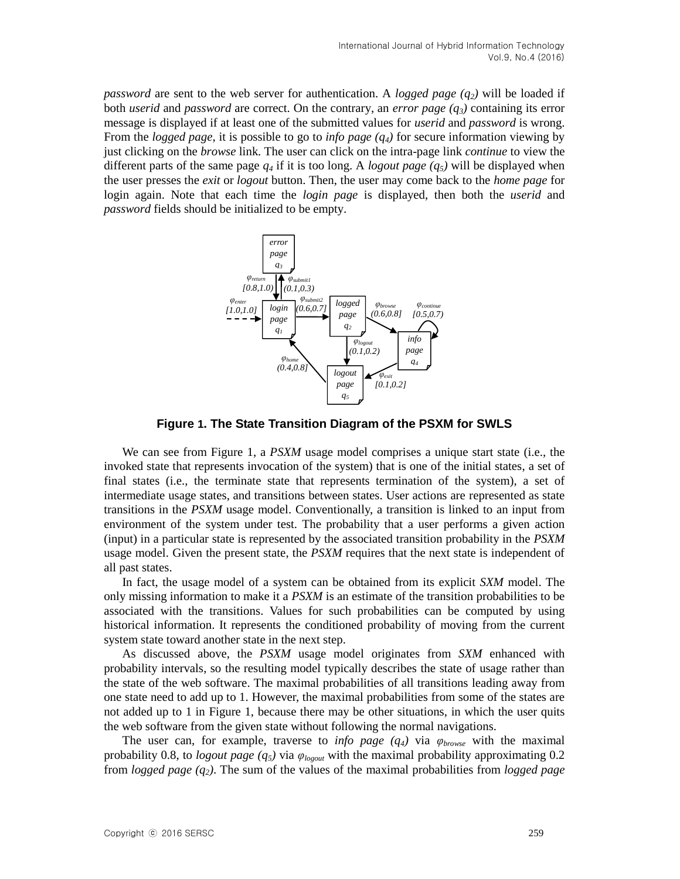*password* are sent to the web server for authentication. A *logged page ($q_2$)* will be loaded if both *userid* and *password* are correct. On the contrary, an *error page ($q_3$)* containing its error message is displayed if at least one of the submitted values for *userid* and *password* is wrong. From the *logged page*, it is possible to go to *info page ($q_4$)* for secure information viewing by just clicking on the *browse* link. The user can click on the intra-page link *continue* to view the different parts of the same page $q_4$ if it is too long. A *logout page ($q_5$)* will be displayed when the user presses the *exit* or *logout* button. Then, the user may come back to the *home page* for login again. Note that each time the *login page* is displayed, then both the *userid* and *password* fields should be initialized to be empty.

**Figure 1. The State Transition Diagram of the PSXM for SWLS**

We can see from Figure 1, a *PSXM* usage model comprises a unique start state (i.e., the invoked state that represents invocation of the system) that is one of the initial states, a set of final states (i.e., the terminate state that represents termination of the system), a set of intermediate usage states, and transitions between states. User actions are represented as state transitions in the *PSXM* usage model. Conventionally, a transition is linked to an input from environment of the system under test. The probability that a user performs a given action (input) in a particular state is represented by the associated transition probability in the *PSXM* usage model. Given the present state, the *PSXM* requires that the next state is independent of all past states.

In fact, the usage model of a system can be obtained from its explicit *SXM* model. The only missing information to make it a *PSXM* is an estimate of the transition probabilities to be associated with the transitions. Values for such probabilities can be computed by using historical information. It represents the conditioned probability of moving from the current system state toward another state in the next step.

As discussed above, the *PSXM* usage model originates from *SXM* enhanced with probability intervals, so the resulting model typically describes the state of usage rather than the state of the web software. The maximal probabilities of all transitions leading away from one state need to add up to 1. However, the maximal probabilities from some of the states are not added up to 1 in Figure 1, because there may be other situations, in which the user quits the web software from the given state without following the normal navigations.

The user can, for example, traverse to *info page ($q_4$)* via $\varphi_{browse}$ with the maximal probability 0.8, to *logout page ($q_5$)* via $\varphi_{logout}$ with the maximal probability approximating 0.2 from *logged page ($q_2$)*. The sum of the values of the maximal probabilities from *logged page*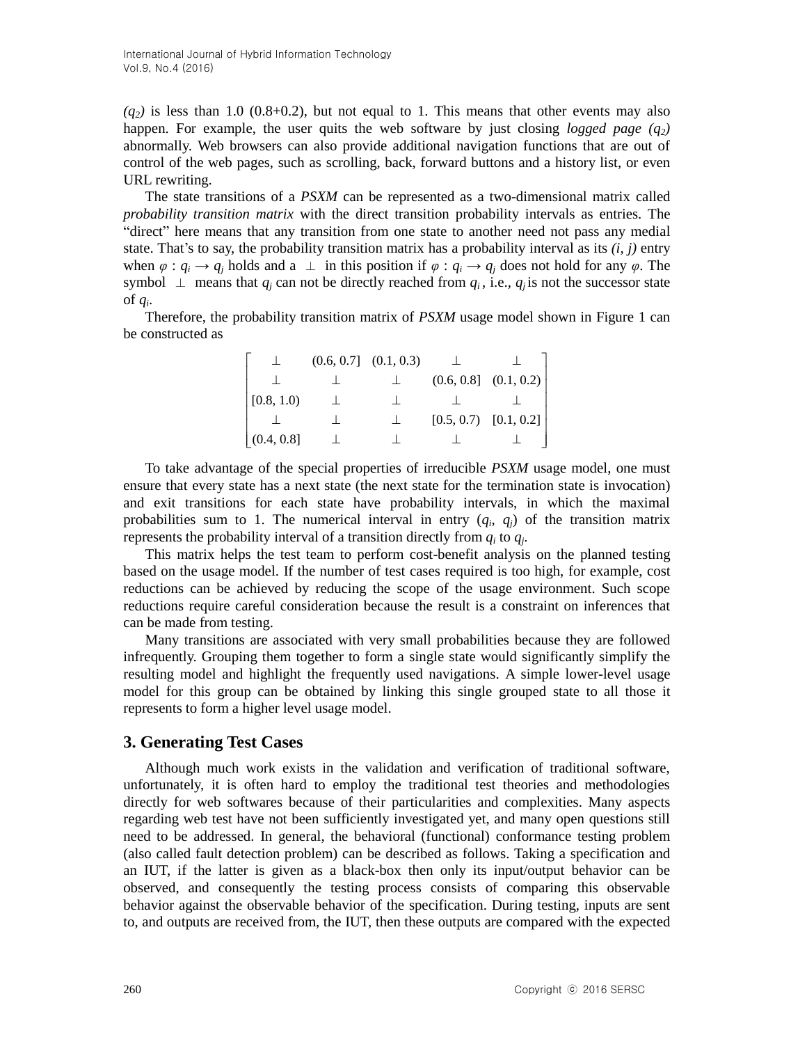*($q_2$)* is less than 1.0 (0.8+0.2), but not equal to 1. This means that other events may also happen. For example, the user quits the web software by just closing *logged page ($q_2$)* abnormally. Web browsers can also provide additional navigation functions that are out of control of the web pages, such as scrolling, back, forward buttons and a history list, or even URL rewriting.

The state transitions of a *PSXM* can be represented as a two-dimensional matrix called *probability transition matrix* with the direct transition probability intervals as entries. The "direct" here means that any transition from one state to another need not pass any medial state. That's to say, the probability transition matrix has a probability interval as its *(i, j)* entry when $\varphi : q_i \rightarrow q_j$ holds and a $\perp$ in this position if $\varphi : q_i \rightarrow q_j$ does not hold for any $\varphi$. The symbol $\perp$ means that $q_j$ can not be directly reached from $q_i$, i.e., $q_j$ is not the successor state of $q_i$.

Therefore, the probability transition matrix of *PSXM* usage model shown in Figure 1 can be constructed as

$$\begin{bmatrix} \perp & (0.6, 0.7] & (0.1, 0.3) & \perp & \perp \\ \perp & \perp & \perp & (0.6, 0.8] & (0.1, 0.2) \\ [0.8, 1.0) & \perp & \perp & \perp & \perp \\ \perp & \perp & \perp & [0.5, 0.7) & [0.1, 0.2] \\ (0.4, 0.8] & \perp & \perp & \perp & \perp \end{bmatrix}$$

To take advantage of the special properties of irreducible *PSXM* usage model, one must ensure that every state has a next state (the next state for the termination state is invocation) and exit transitions for each state have probability intervals, in which the maximal probabilities sum to 1. The numerical interval in entry ($q_i$, $q_j$) of the transition matrix represents the probability interval of a transition directly from $q_i$ to $q_j$.

This matrix helps the test team to perform cost-benefit analysis on the planned testing based on the usage model. If the number of test cases required is too high, for example, cost reductions can be achieved by reducing the scope of the usage environment. Such scope reductions require careful consideration because the result is a constraint on inferences that can be made from testing.

Many transitions are associated with very small probabilities because they are followed infrequently. Grouping them together to form a single state would significantly simplify the resulting model and highlight the frequently used navigations. A simple lower-level usage model for this group can be obtained by linking this single grouped state to all those it represents to form a higher level usage model.

## 3. Generating Test Cases

Although much work exists in the validation and verification of traditional software, unfortunately, it is often hard to employ the traditional test theories and methodologies directly for web softwares because of their particularities and complexities. Many aspects regarding web test have not been sufficiently investigated yet, and many open questions still need to be addressed. In general, the behavioral (functional) conformance testing problem (also called fault detection problem) can be described as follows. Taking a specification and an IUT, if the latter is given as a black-box then only its input/output behavior can be observed, and consequently the testing process consists of comparing this observable behavior against the observable behavior of the specification. During testing, inputs are sent to, and outputs are received from, the IUT, then these outputs are compared with the expected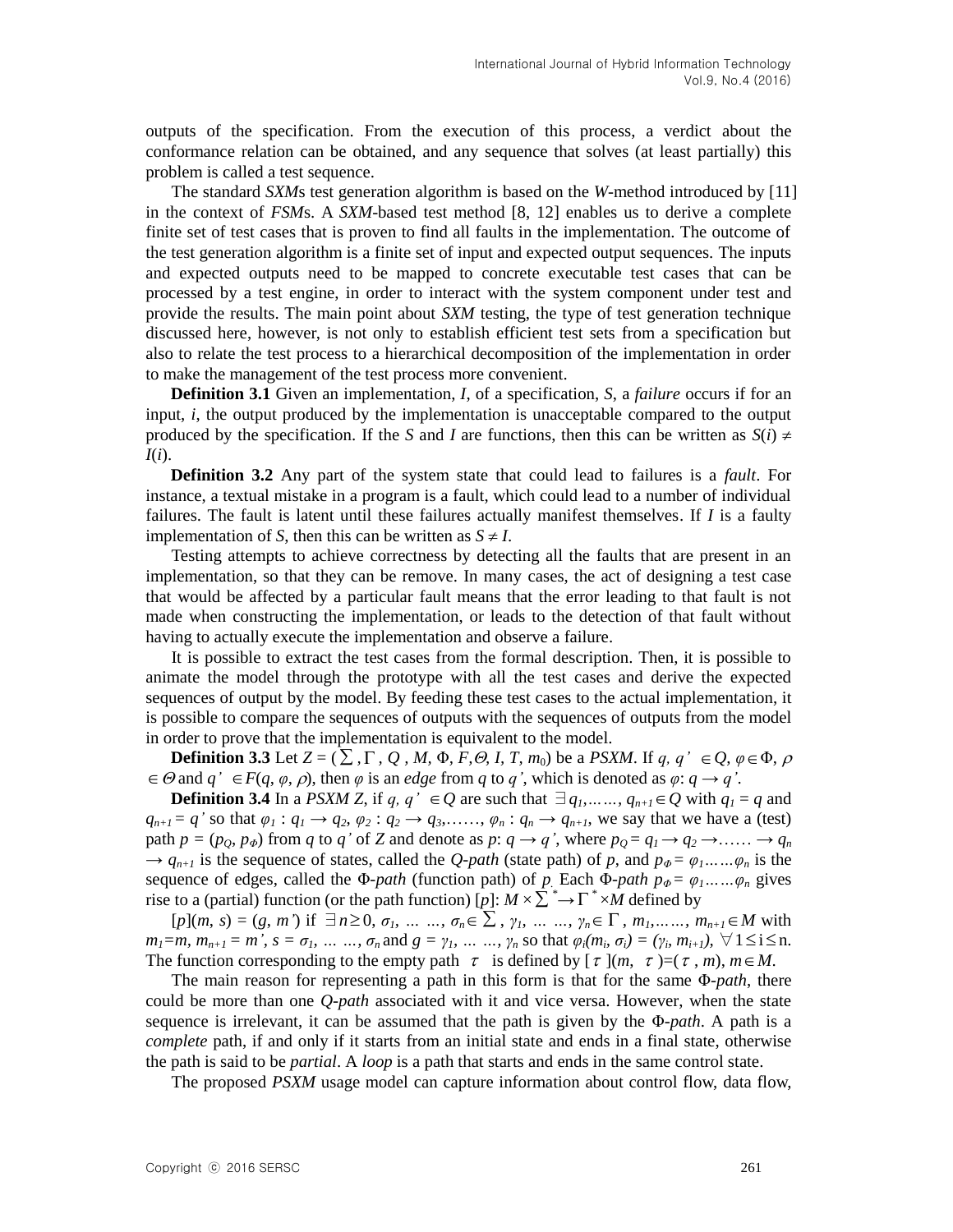outputs of the specification. From the execution of this process, a verdict about the conformance relation can be obtained, and any sequence that solves (at least partially) this problem is called a test sequence.

The standard *SXM*s test generation algorithm is based on the *W*-method introduced by [11] in the context of *FSM*s. A *SXM*-based test method [8, 12] enables us to derive a complete finite set of test cases that is proven to find all faults in the implementation. The outcome of the test generation algorithm is a finite set of input and expected output sequences. The inputs and expected outputs need to be mapped to concrete executable test cases that can be processed by a test engine, in order to interact with the system component under test and provide the results. The main point about *SXM* testing, the type of test generation technique discussed here, however, is not only to establish efficient test sets from a specification but also to relate the test process to a hierarchical decomposition of the implementation in order to make the management of the test process more convenient.

**Definition 3.1** Given an implementation, *I*, of a specification, *S*, a *failure* occurs if for an input, *i*, the output produced by the implementation is unacceptable compared to the output produced by the specification. If the *S* and *I* are functions, then this can be written as $S(i) \neq I(i)$.

**Definition 3.2** Any part of the system state that could lead to failures is a *fault*. For instance, a textual mistake in a program is a fault, which could lead to a number of individual failures. The fault is latent until these failures actually manifest themselves. If *I* is a faulty implementation of *S*, then this can be written as $S \neq I$.

Testing attempts to achieve correctness by detecting all the faults that are present in an implementation, so that they can be remove. In many cases, the act of designing a test case that would be affected by a particular fault means that the error leading to that fault is not made when constructing the implementation, or leads to the detection of that fault without having to actually execute the implementation and observe a failure.

It is possible to extract the test cases from the formal description. Then, it is possible to animate the model through the prototype with all the test cases and derive the expected sequences of output by the model. By feeding these test cases to the actual implementation, it is possible to compare the sequences of outputs with the sequences of outputs from the model in order to prove that the implementation is equivalent to the model.

**Definition 3.3** Let $Z = (\Sigma, \Gamma, Q, M, \Phi, F, \Theta, I, T, m_0)$ be a *PSXM*. If $q, q' \in Q$, $\varphi \in \Phi$, $\rho \in \Theta$ and $q' \in F(q, \varphi, \rho)$, then $\varphi$ is an *edge* from *q* to *q'*, which is denoted as $\varphi: q \rightarrow q'$.

**Definition 3.4** In a *PSXM Z*, if $q, q' \in Q$ are such that $\exists q_1, \ldots\ldots, q_{n+1} \in Q$ with $q_1 = q$ and $q_{n+1} = q'$ so that $\varphi_1 : q_1 \rightarrow q_2$, $\varphi_2 : q_2 \rightarrow q_3, \ldots\ldots, \varphi_n : q_n \rightarrow q_{n+1}$, we say that we have a (test) path $p = (p_Q, p_\Phi)$ from *q* to *q'* of *Z* and denote as $p: q \rightarrow q'$, where $p_Q = q_1 \rightarrow q_2 \rightarrow \ldots\ldots \rightarrow q_n \rightarrow q_{n+1}$ is the sequence of states, called the *Q-path* (state path) of *p*, and $p_\Phi = \varphi_1 \ldots\ldots \varphi_n$ is the sequence of edges, called the Φ-*path* (function path) of *p*. Each Φ-*path* $p_\Phi = \varphi_1 \ldots\ldots \varphi_n$ gives rise to a (partial) function (or the path function) $[p]: M \times \Sigma^* \rightarrow \Gamma^* \times M$ defined by

$[p](m, s) = (g, m')$ if $\exists n \geq 0$, $\sigma_1, \ldots \ldots, \sigma_n \in \Sigma$, $\gamma_1, \ldots \ldots, \gamma_n \in \Gamma$, $m_1, \ldots\ldots, m_{n+1} \in M$ with $m_1 = m$, $m_{n+1} = m'$, $s = \sigma_1, \ldots \ldots, \sigma_n$ and $g = \gamma_1, \ldots \ldots, \gamma_n$ so that $\varphi_i(m_i, \sigma_i) = (\gamma_i, m_{i+1})$, $\forall 1 \leq i \leq n$. The function corresponding to the empty path $\tau$ is defined by $[\tau](m, \tau) = (\tau, m)$, $m \in M$.

The main reason for representing a path in this form is that for the same Φ-*path*, there could be more than one *Q-path* associated with it and vice versa. However, when the state sequence is irrelevant, it can be assumed that the path is given by the Φ-*path*. A path is a *complete* path, if and only if it starts from an initial state and ends in a final state, otherwise the path is said to be *partial*. A *loop* is a path that starts and ends in the same control state.

The proposed *PSXM* usage model can capture information about control flow, data flow,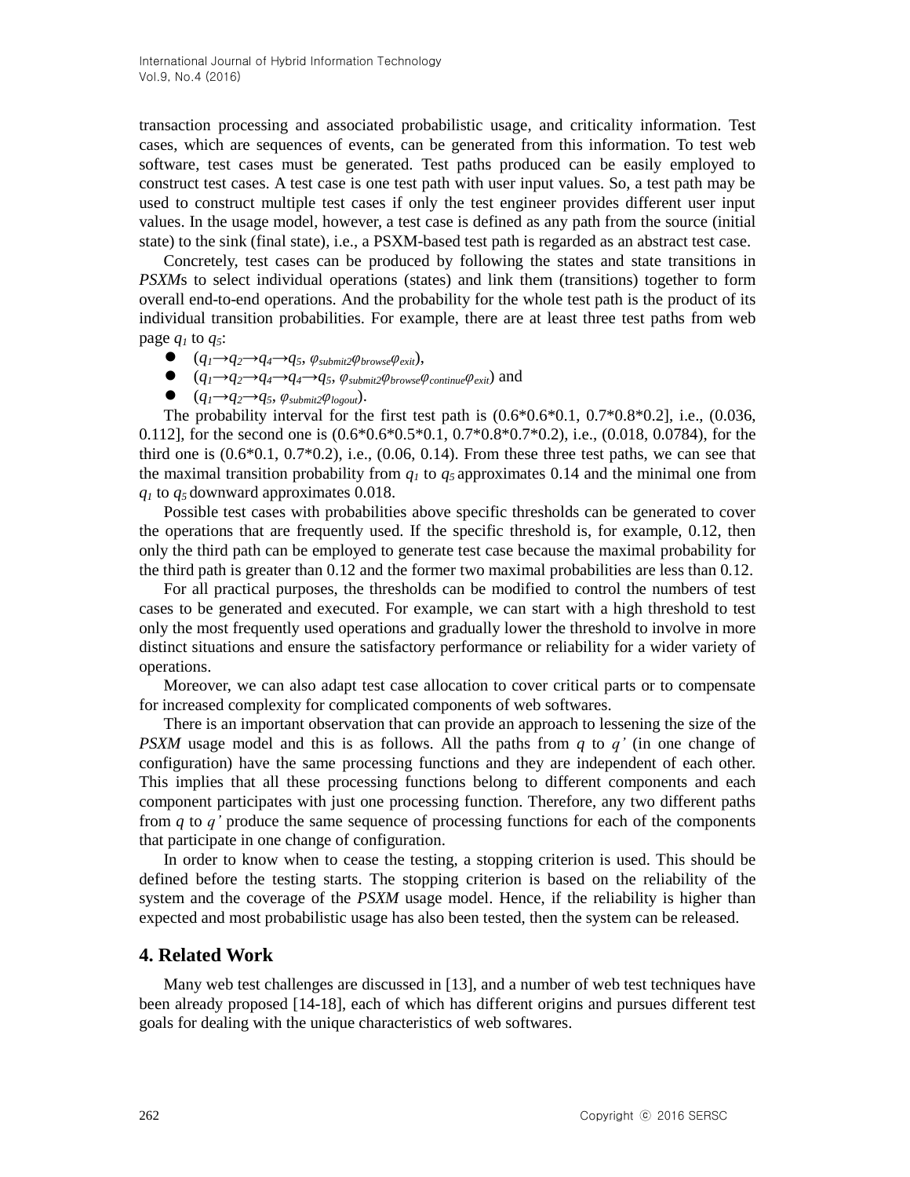transaction processing and associated probabilistic usage, and criticality information. Test cases, which are sequences of events, can be generated from this information. To test web software, test cases must be generated. Test paths produced can be easily employed to construct test cases. A test case is one test path with user input values. So, a test path may be used to construct multiple test cases if only the test engineer provides different user input values. In the usage model, however, a test case is defined as any path from the source (initial state) to the sink (final state), i.e., a PSXM-based test path is regarded as an abstract test case.

Concretely, test cases can be produced by following the states and state transitions in *PSXM*s to select individual operations (states) and link them (transitions) together to form overall end-to-end operations. And the probability for the whole test path is the product of its individual transition probabilities. For example, there are at least three test paths from web page $q_1$ to $q_5$:

- ($q_1 \rightarrow q_2 \rightarrow q_4 \rightarrow q_5$, $\varphi_{submit2}\varphi_{browse}\varphi_{exit}$),
- ($q_1 \rightarrow q_2 \rightarrow q_4 \rightarrow q_4 \rightarrow q_5$, $\varphi_{submit2}\varphi_{browse}\varphi_{continue}\varphi_{exit}$) and
- ($q_1 \rightarrow q_2 \rightarrow q_5$, $\varphi_{submit2}\varphi_{logout}$).

The probability interval for the first test path is (0.6\*0.6\*0.1, 0.7\*0.8\*0.2], i.e., (0.036, 0.112], for the second one is (0.6\*0.6\*0.5\*0.1, 0.7\*0.8\*0.7\*0.2), i.e., (0.018, 0.0784), for the third one is (0.6\*0.1, 0.7\*0.2), i.e., (0.06, 0.14). From these three test paths, we can see that the maximal transition probability from $q_1$ to $q_5$ approximates 0.14 and the minimal one from $q_1$ to $q_5$ downward approximates 0.018.

Possible test cases with probabilities above specific thresholds can be generated to cover the operations that are frequently used. If the specific threshold is, for example, 0.12, then only the third path can be employed to generate test case because the maximal probability for the third path is greater than 0.12 and the former two maximal probabilities are less than 0.12.

For all practical purposes, the thresholds can be modified to control the numbers of test cases to be generated and executed. For example, we can start with a high threshold to test only the most frequently used operations and gradually lower the threshold to involve in more distinct situations and ensure the satisfactory performance or reliability for a wider variety of operations.

Moreover, we can also adapt test case allocation to cover critical parts or to compensate for increased complexity for complicated components of web softwares.

There is an important observation that can provide an approach to lessening the size of the *PSXM* usage model and this is as follows. All the paths from $q$ to $q'$ (in one change of configuration) have the same processing functions and they are independent of each other. This implies that all these processing functions belong to different components and each component participates with just one processing function. Therefore, any two different paths from $q$ to $q'$ produce the same sequence of processing functions for each of the components that participate in one change of configuration.

In order to know when to cease the testing, a stopping criterion is used. This should be defined before the testing starts. The stopping criterion is based on the reliability of the system and the coverage of the *PSXM* usage model. Hence, if the reliability is higher than expected and most probabilistic usage has also been tested, then the system can be released.

## 4. Related Work

Many web test challenges are discussed in [13], and a number of web test techniques have been already proposed [14-18], each of which has different origins and pursues different test goals for dealing with the unique characteristics of web softwares.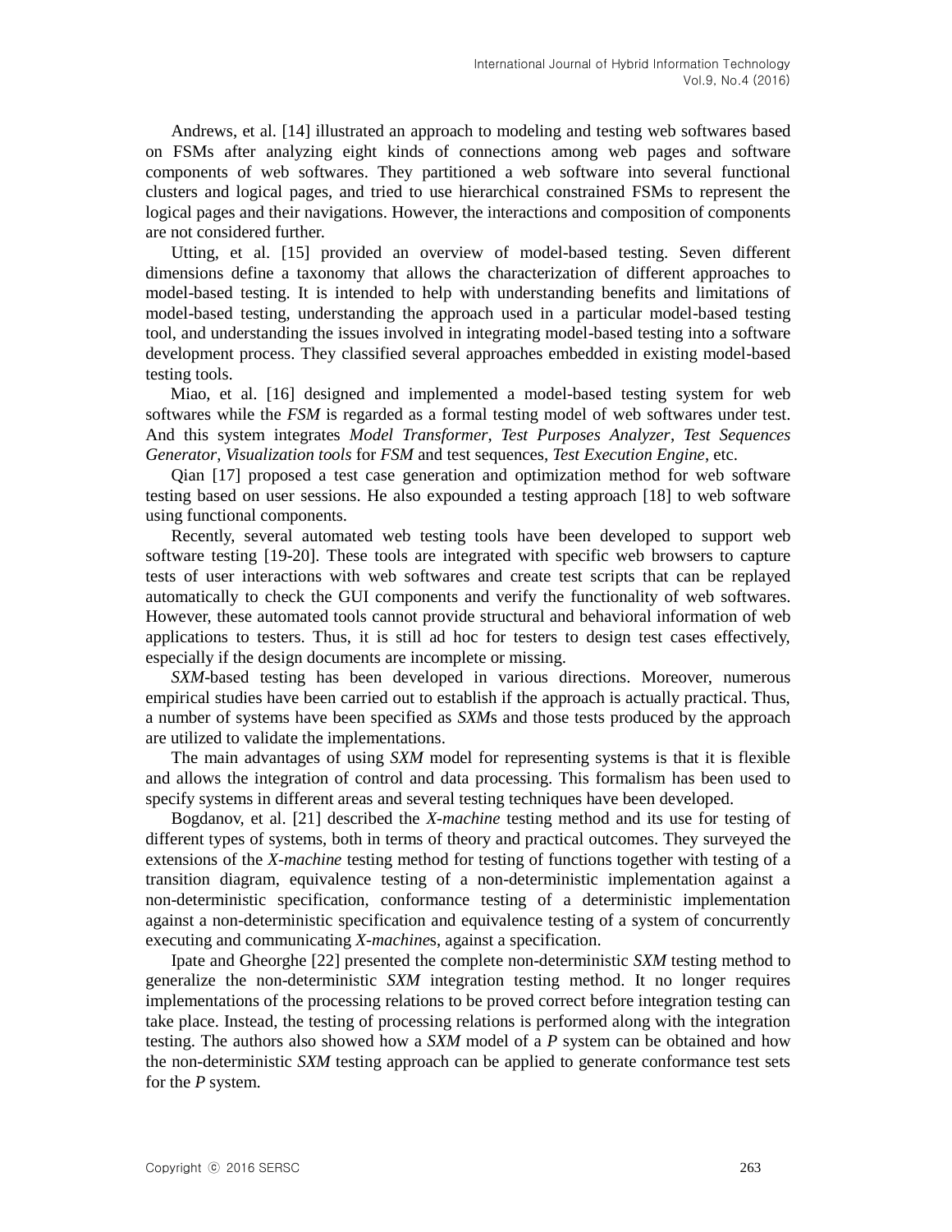Andrews, et al. [14] illustrated an approach to modeling and testing web softwares based on FSMs after analyzing eight kinds of connections among web pages and software components of web softwares. They partitioned a web software into several functional clusters and logical pages, and tried to use hierarchical constrained FSMs to represent the logical pages and their navigations. However, the interactions and composition of components are not considered further.

Utting, et al. [15] provided an overview of model-based testing. Seven different dimensions define a taxonomy that allows the characterization of different approaches to model-based testing. It is intended to help with understanding benefits and limitations of model-based testing, understanding the approach used in a particular model-based testing tool, and understanding the issues involved in integrating model-based testing into a software development process. They classified several approaches embedded in existing model-based testing tools.

Miao, et al. [16] designed and implemented a model-based testing system for web softwares while the *FSM* is regarded as a formal testing model of web softwares under test. And this system integrates *Model Transformer*, *Test Purposes Analyzer*, *Test Sequences Generator*, *Visualization tools* for *FSM* and test sequences, *Test Execution Engine*, etc.

Qian [17] proposed a test case generation and optimization method for web software testing based on user sessions. He also expounded a testing approach [18] to web software using functional components.

Recently, several automated web testing tools have been developed to support web software testing [19-20]. These tools are integrated with specific web browsers to capture tests of user interactions with web softwares and create test scripts that can be replayed automatically to check the GUI components and verify the functionality of web softwares. However, these automated tools cannot provide structural and behavioral information of web applications to testers. Thus, it is still ad hoc for testers to design test cases effectively, especially if the design documents are incomplete or missing.

*SXM*-based testing has been developed in various directions. Moreover, numerous empirical studies have been carried out to establish if the approach is actually practical. Thus, a number of systems have been specified as *SXM*s and those tests produced by the approach are utilized to validate the implementations.

The main advantages of using *SXM* model for representing systems is that it is flexible and allows the integration of control and data processing. This formalism has been used to specify systems in different areas and several testing techniques have been developed.

Bogdanov, et al. [21] described the *X-machine* testing method and its use for testing of different types of systems, both in terms of theory and practical outcomes. They surveyed the extensions of the *X-machine* testing method for testing of functions together with testing of a transition diagram, equivalence testing of a non-deterministic implementation against a non-deterministic specification, conformance testing of a deterministic implementation against a non-deterministic specification and equivalence testing of a system of concurrently executing and communicating *X-machine*s, against a specification.

Ipate and Gheorghe [22] presented the complete non-deterministic *SXM* testing method to generalize the non-deterministic *SXM* integration testing method. It no longer requires implementations of the processing relations to be proved correct before integration testing can take place. Instead, the testing of processing relations is performed along with the integration testing. The authors also showed how a *SXM* model of a *P* system can be obtained and how the non-deterministic *SXM* testing approach can be applied to generate conformance test sets for the *P* system.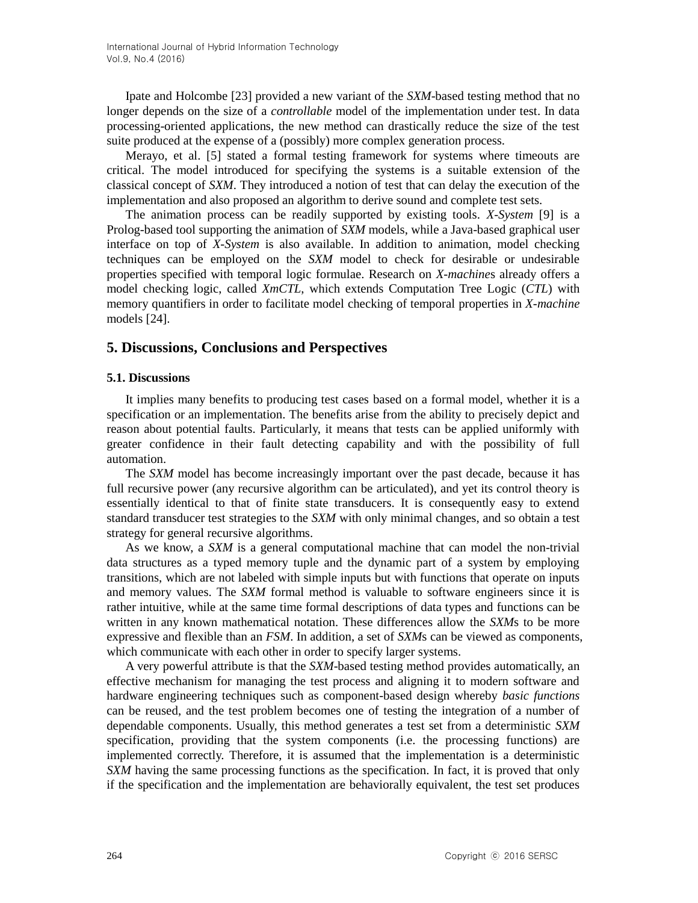Ipate and Holcombe [23] provided a new variant of the *SXM*-based testing method that no longer depends on the size of a *controllable* model of the implementation under test. In data processing-oriented applications, the new method can drastically reduce the size of the test suite produced at the expense of a (possibly) more complex generation process.

Merayo, et al. [5] stated a formal testing framework for systems where timeouts are critical. The model introduced for specifying the systems is a suitable extension of the classical concept of *SXM*. They introduced a notion of test that can delay the execution of the implementation and also proposed an algorithm to derive sound and complete test sets.

The animation process can be readily supported by existing tools. *X-System* [9] is a Prolog-based tool supporting the animation of *SXM* models, while a Java-based graphical user interface on top of *X-System* is also available. In addition to animation, model checking techniques can be employed on the *SXM* model to check for desirable or undesirable properties specified with temporal logic formulae. Research on *X-machine*s already offers a model checking logic, called *XmCTL*, which extends Computation Tree Logic (*CTL*) with memory quantifiers in order to facilitate model checking of temporal properties in *X-machine* models [24].

## 5. Discussions, Conclusions and Perspectives

### 5.1. Discussions

It implies many benefits to producing test cases based on a formal model, whether it is a specification or an implementation. The benefits arise from the ability to precisely depict and reason about potential faults. Particularly, it means that tests can be applied uniformly with greater confidence in their fault detecting capability and with the possibility of full automation.

The *SXM* model has become increasingly important over the past decade, because it has full recursive power (any recursive algorithm can be articulated), and yet its control theory is essentially identical to that of finite state transducers. It is consequently easy to extend standard transducer test strategies to the *SXM* with only minimal changes, and so obtain a test strategy for general recursive algorithms.

As we know, a *SXM* is a general computational machine that can model the non-trivial data structures as a typed memory tuple and the dynamic part of a system by employing transitions, which are not labeled with simple inputs but with functions that operate on inputs and memory values. The *SXM* formal method is valuable to software engineers since it is rather intuitive, while at the same time formal descriptions of data types and functions can be written in any known mathematical notation. These differences allow the *SXM*s to be more expressive and flexible than an *FSM*. In addition, a set of *SXM*s can be viewed as components, which communicate with each other in order to specify larger systems.

A very powerful attribute is that the *SXM*-based testing method provides automatically, an effective mechanism for managing the test process and aligning it to modern software and hardware engineering techniques such as component-based design whereby *basic functions* can be reused, and the test problem becomes one of testing the integration of a number of dependable components. Usually, this method generates a test set from a deterministic *SXM* specification, providing that the system components (i.e. the processing functions) are implemented correctly. Therefore, it is assumed that the implementation is a deterministic *SXM* having the same processing functions as the specification. In fact, it is proved that only if the specification and the implementation are behaviorally equivalent, the test set produces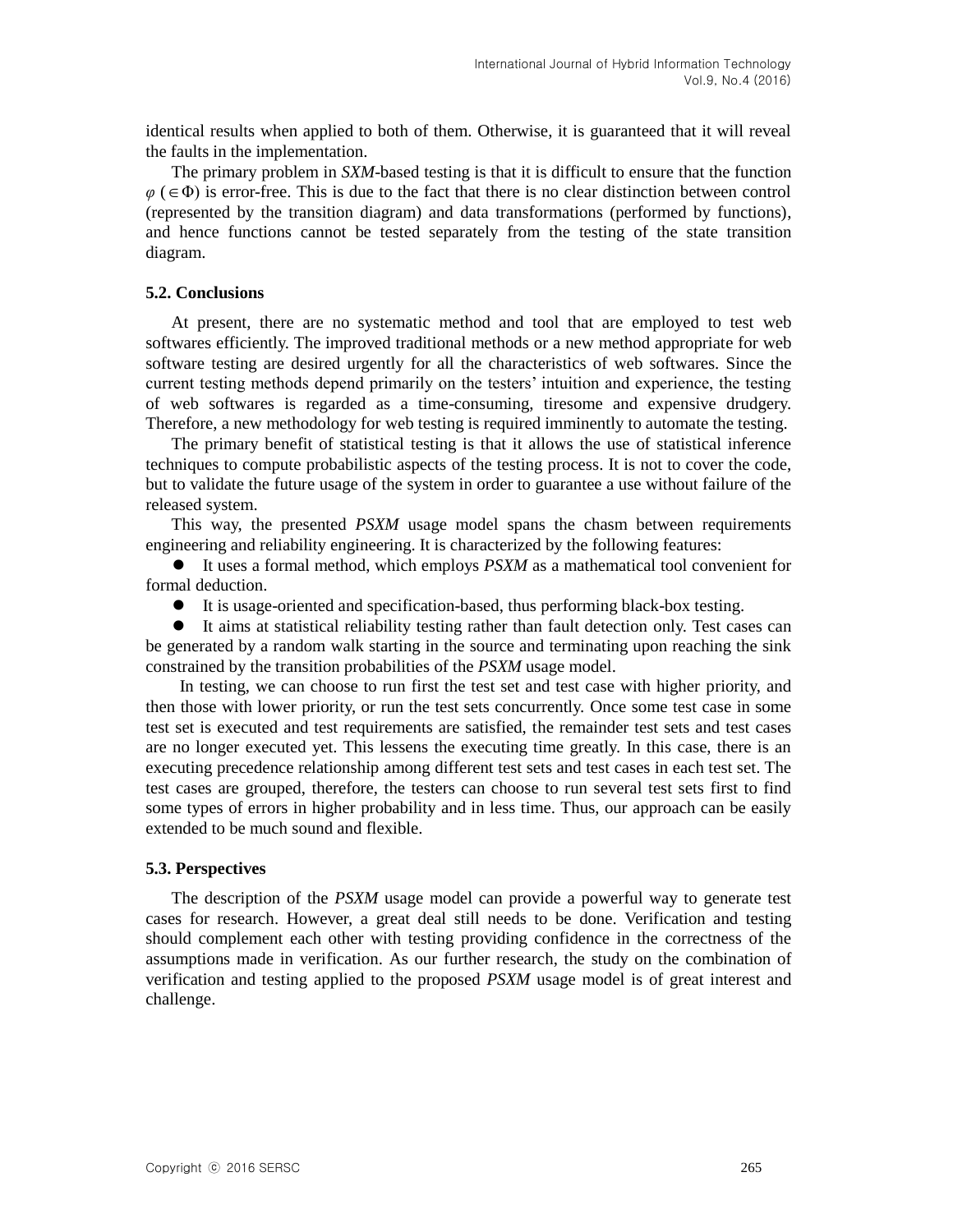identical results when applied to both of them. Otherwise, it is guaranteed that it will reveal the faults in the implementation.

The primary problem in *SXM*-based testing is that it is difficult to ensure that the function $\varphi$ ($\in \Phi$) is error-free. This is due to the fact that there is no clear distinction between control (represented by the transition diagram) and data transformations (performed by functions), and hence functions cannot be tested separately from the testing of the state transition diagram.

### 5.2. Conclusions

At present, there are no systematic method and tool that are employed to test web softwares efficiently. The improved traditional methods or a new method appropriate for web software testing are desired urgently for all the characteristics of web softwares. Since the current testing methods depend primarily on the testers' intuition and experience, the testing of web softwares is regarded as a time-consuming, tiresome and expensive drudgery. Therefore, a new methodology for web testing is required imminently to automate the testing.

The primary benefit of statistical testing is that it allows the use of statistical inference techniques to compute probabilistic aspects of the testing process. It is not to cover the code, but to validate the future usage of the system in order to guarantee a use without failure of the released system.

This way, the presented *PSXM* usage model spans the chasm between requirements engineering and reliability engineering. It is characterized by the following features:

- It uses a formal method, which employs *PSXM* as a mathematical tool convenient for formal deduction.
- It is usage-oriented and specification-based, thus performing black-box testing.
- It aims at statistical reliability testing rather than fault detection only. Test cases can be generated by a random walk starting in the source and terminating upon reaching the sink constrained by the transition probabilities of the *PSXM* usage model.

In testing, we can choose to run first the test set and test case with higher priority, and then those with lower priority, or run the test sets concurrently. Once some test case in some test set is executed and test requirements are satisfied, the remainder test sets and test cases are no longer executed yet. This lessens the executing time greatly. In this case, there is an executing precedence relationship among different test sets and test cases in each test set. The test cases are grouped, therefore, the testers can choose to run several test sets first to find some types of errors in higher probability and in less time. Thus, our approach can be easily extended to be much sound and flexible.

### 5.3. Perspectives

The description of the *PSXM* usage model can provide a powerful way to generate test cases for research. However, a great deal still needs to be done. Verification and testing should complement each other with testing providing confidence in the correctness of the assumptions made in verification. As our further research, the study on the combination of verification and testing applied to the proposed *PSXM* usage model is of great interest and challenge.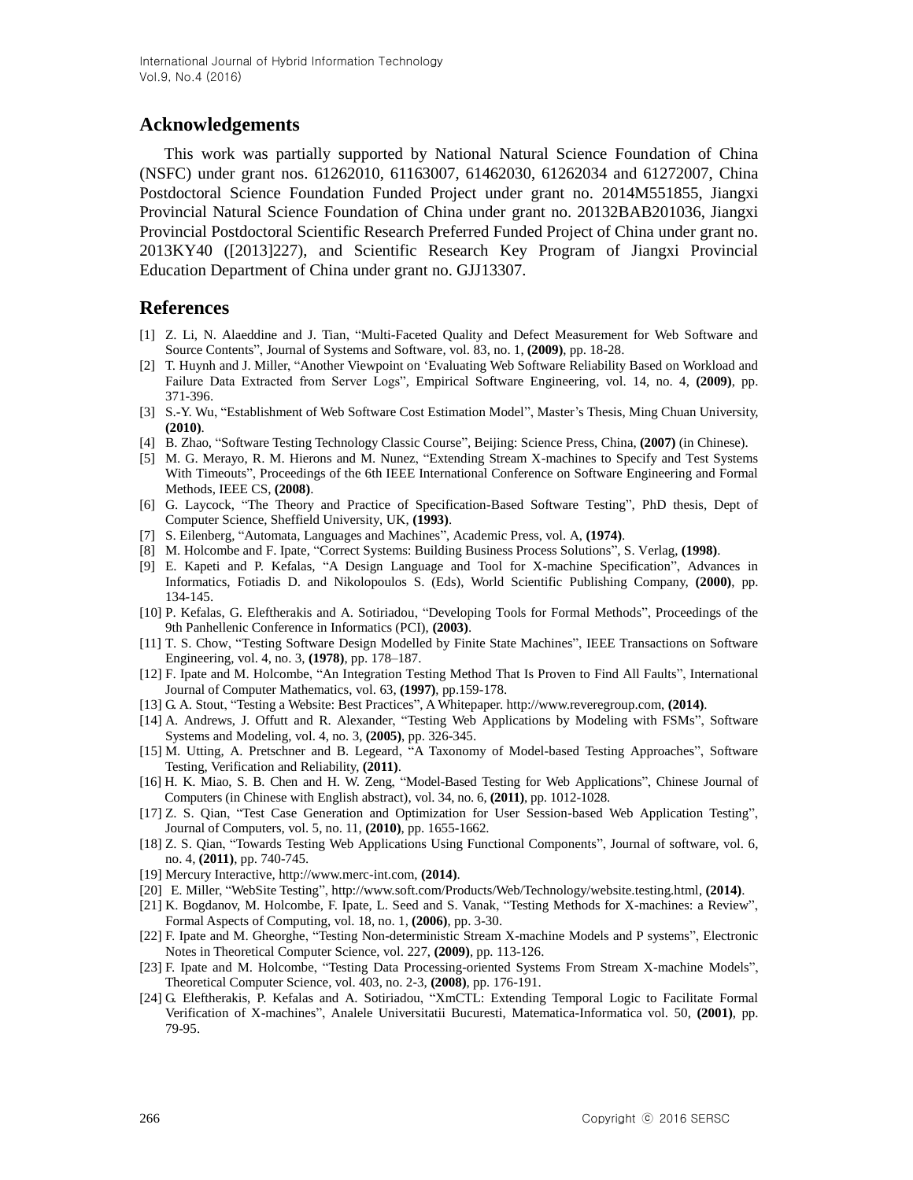## Acknowledgements

This work was partially supported by National Natural Science Foundation of China (NSFC) under grant nos. 61262010, 61163007, 61462030, 61262034 and 61272007, China Postdoctoral Science Foundation Funded Project under grant no. 2014M551855, Jiangxi Provincial Natural Science Foundation of China under grant no. 20132BAB201036, Jiangxi Provincial Postdoctoral Scientific Research Preferred Funded Project of China under grant no. 2013KY40 ([2013]227), and Scientific Research Key Program of Jiangxi Provincial Education Department of China under grant no. GJJ13307.

## References

[1] Z. Li, N. Alaeddine and J. Tian, "Multi-Faceted Quality and Defect Measurement for Web Software and Source Contents", Journal of Systems and Software, vol. 83, no. 1, **(2009)**, pp. 18-28.

[2] T. Huynh and J. Miller, "Another Viewpoint on 'Evaluating Web Software Reliability Based on Workload and Failure Data Extracted from Server Logs", Empirical Software Engineering, vol. 14, no. 4, **(2009)**, pp. 371-396.

[3] S.-Y. Wu, "Establishment of Web Software Cost Estimation Model", Master's Thesis, Ming Chuan University, **(2010)**.

[4] B. Zhao, "Software Testing Technology Classic Course", Beijing: Science Press, China, **(2007)** (in Chinese).

[5] M. G. Merayo, R. M. Hierons and M. Nunez, "Extending Stream X-machines to Specify and Test Systems With Timeouts", Proceedings of the 6th IEEE International Conference on Software Engineering and Formal Methods, IEEE CS, **(2008)**.

[6] G. Laycock, "The Theory and Practice of Specification-Based Software Testing", PhD thesis, Dept of Computer Science, Sheffield University, UK, **(1993)**.

[7] S. Eilenberg, "Automata, Languages and Machines", Academic Press, vol. A, **(1974)**.

[8] M. Holcombe and F. Ipate, "Correct Systems: Building Business Process Solutions", S. Verlag, **(1998)**.

[9] E. Kapeti and P. Kefalas, "A Design Language and Tool for X-machine Specification", Advances in Informatics, Fotiadis D. and Nikolopoulos S. (Eds), World Scientific Publishing Company, **(2000)**, pp. 134-145.

[10] P. Kefalas, G. Eleftherakis and A. Sotiriadou, "Developing Tools for Formal Methods", Proceedings of the 9th Panhellenic Conference in Informatics (PCI), **(2003)**.

[11] T. S. Chow, "Testing Software Design Modelled by Finite State Machines", IEEE Transactions on Software Engineering, vol. 4, no. 3, **(1978)**, pp. 178–187.

[12] F. Ipate and M. Holcombe, "An Integration Testing Method That Is Proven to Find All Faults", International Journal of Computer Mathematics, vol. 63, **(1997)**, pp.159-178.

[13] G. A. Stout, "Testing a Website: Best Practices", A Whitepaper. http://www.reveregroup.com, **(2014)**.

[14] A. Andrews, J. Offutt and R. Alexander, "Testing Web Applications by Modeling with FSMs", Software Systems and Modeling, vol. 4, no. 3, **(2005)**, pp. 326-345.

[15] M. Utting, A. Pretschner and B. Legeard, "A Taxonomy of Model-based Testing Approaches", Software Testing, Verification and Reliability, **(2011)**.

[16] H. K. Miao, S. B. Chen and H. W. Zeng, "Model-Based Testing for Web Applications", Chinese Journal of Computers (in Chinese with English abstract), vol. 34, no. 6, **(2011)**, pp. 1012-1028.

[17] Z. S. Qian, "Test Case Generation and Optimization for User Session-based Web Application Testing", Journal of Computers, vol. 5, no. 11, **(2010)**, pp. 1655-1662.

[18] Z. S. Qian, "Towards Testing Web Applications Using Functional Components", Journal of software, vol. 6, no. 4, **(2011)**, pp. 740-745.

[19] Mercury Interactive, http://www.merc-int.com, **(2014)**.

[20] E. Miller, "WebSite Testing", http://www.soft.com/Products/Web/Technology/website.testing.html, **(2014)**.

[21] K. Bogdanov, M. Holcombe, F. Ipate, L. Seed and S. Vanak, "Testing Methods for X-machines: a Review", Formal Aspects of Computing, vol. 18, no. 1, **(2006)**, pp. 3-30.

[22] F. Ipate and M. Gheorghe, "Testing Non-deterministic Stream X-machine Models and P systems", Electronic Notes in Theoretical Computer Science, vol. 227, **(2009)**, pp. 113-126.

[23] F. Ipate and M. Holcombe, "Testing Data Processing-oriented Systems From Stream X-machine Models", Theoretical Computer Science, vol. 403, no. 2-3, **(2008)**, pp. 176-191.

[24] G. Eleftherakis, P. Kefalas and A. Sotiriadou, "XmCTL: Extending Temporal Logic to Facilitate Formal Verification of X-machines", Analele Universitatii Bucuresti, Matematica-Informatica vol. 50, **(2001)**, pp. 79-95.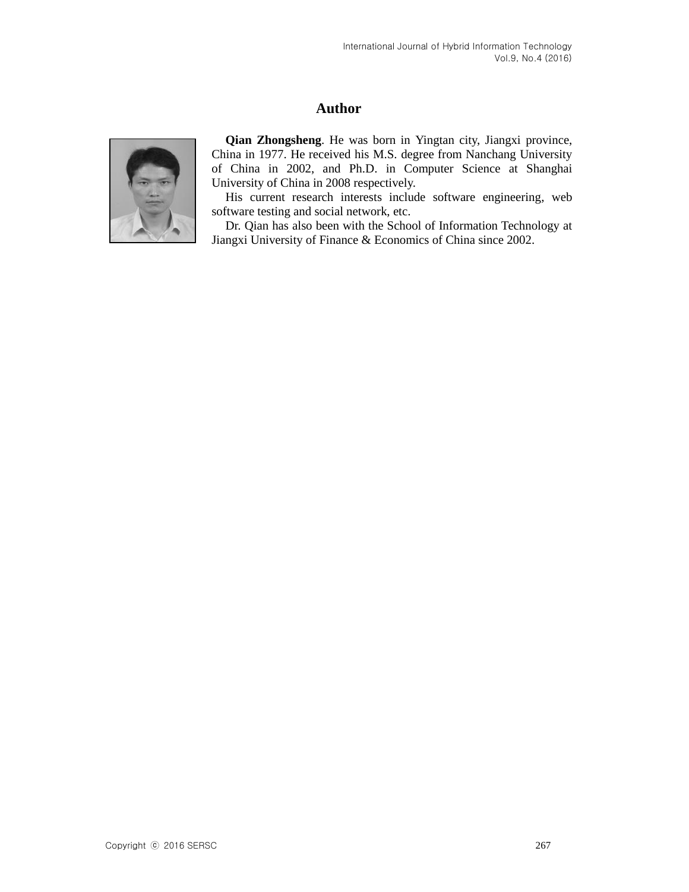## Author

**Qian Zhongsheng**. He was born in Yingtan city, Jiangxi province, China in 1977. He received his M.S. degree from Nanchang University of China in 2002, and Ph.D. in Computer Science at Shanghai University of China in 2008 respectively.

His current research interests include software engineering, web software testing and social network, etc.

Dr. Qian has also been with the School of Information Technology at Jiangxi University of Finance & Economics of China since 2002.